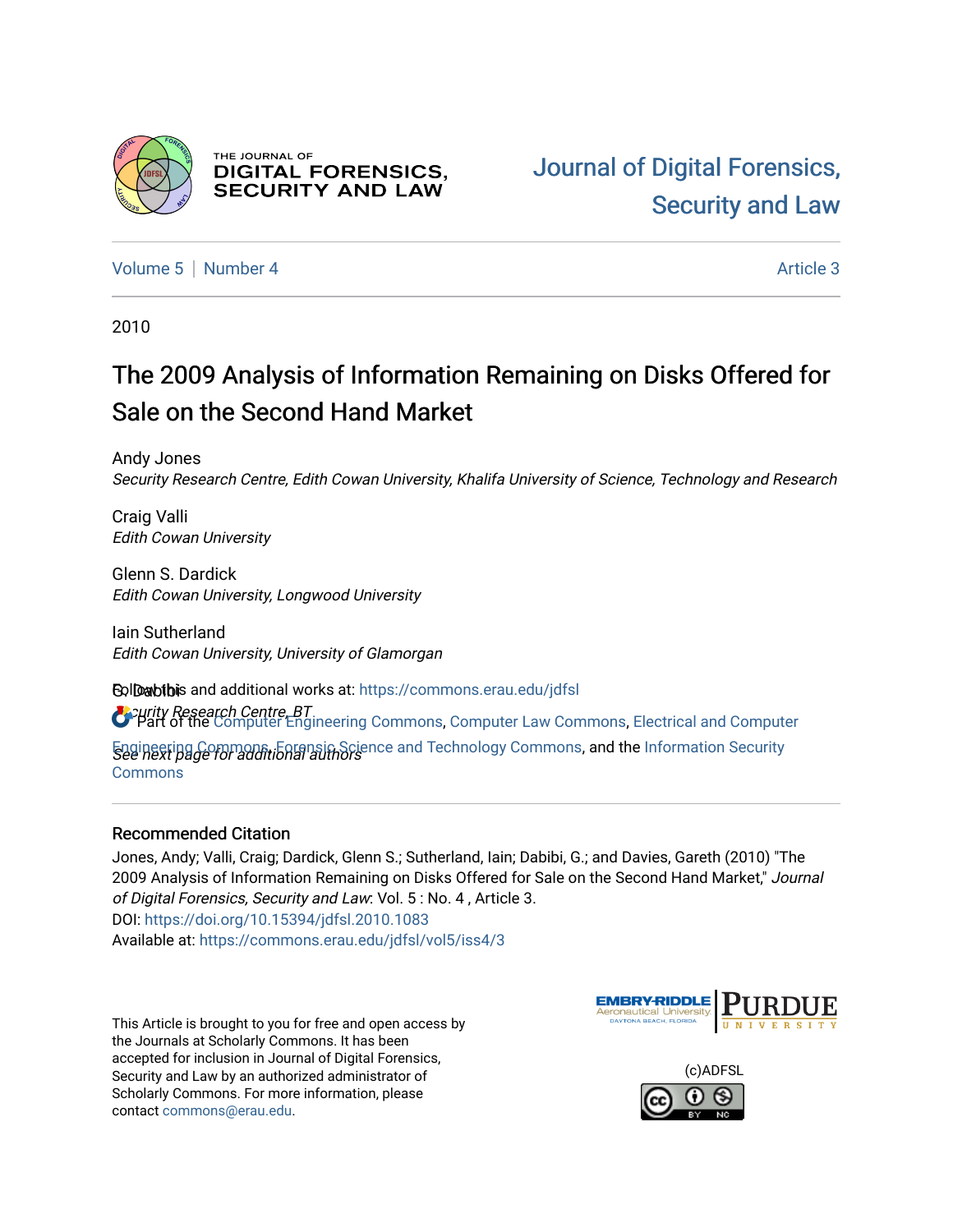# Journal of Digital Forensics, Security and Law

Volume 5 | Number 4 — Article 3

2010

## The 2009 Analysis of Information Remaining on Disks Offered for Sale on the Second Hand Market

Andy Jones
*Security Research Centre, Edith Cowan University, Khalifa University of Science, Technology and Research*

Craig Valli
*Edith Cowan University*

Glenn S. Dardick
*Edith Cowan University, Longwood University*

Iain Sutherland
*Edith Cowan University, University of Glamorgan*

G. Dabibi
*Security Research Centre, BT*

*See next page for additional authors*

Follow this and additional works at: https://commons.erau.edu/jdfsl

Part of the Computer Engineering Commons, Computer Law Commons, Electrical and Computer Engineering Commons, Forensic Science and Technology Commons, and the Information Security Commons

### Recommended Citation

Jones, Andy; Valli, Craig; Dardick, Glenn S.; Sutherland, Iain; Dabibi, G.; and Davies, Gareth (2010) "The 2009 Analysis of Information Remaining on Disks Offered for Sale on the Second Hand Market," *Journal of Digital Forensics, Security and Law*: Vol. 5 : No. 4 , Article 3.
DOI: https://doi.org/10.15394/jdfsl.2010.1083
Available at: https://commons.erau.edu/jdfsl/vol5/iss4/3

This Article is brought to you for free and open access by the Journals at Scholarly Commons. It has been accepted for inclusion in Journal of Digital Forensics, Security and Law by an authorized administrator of Scholarly Commons. For more information, please contact commons@erau.edu.

(c)ADFSL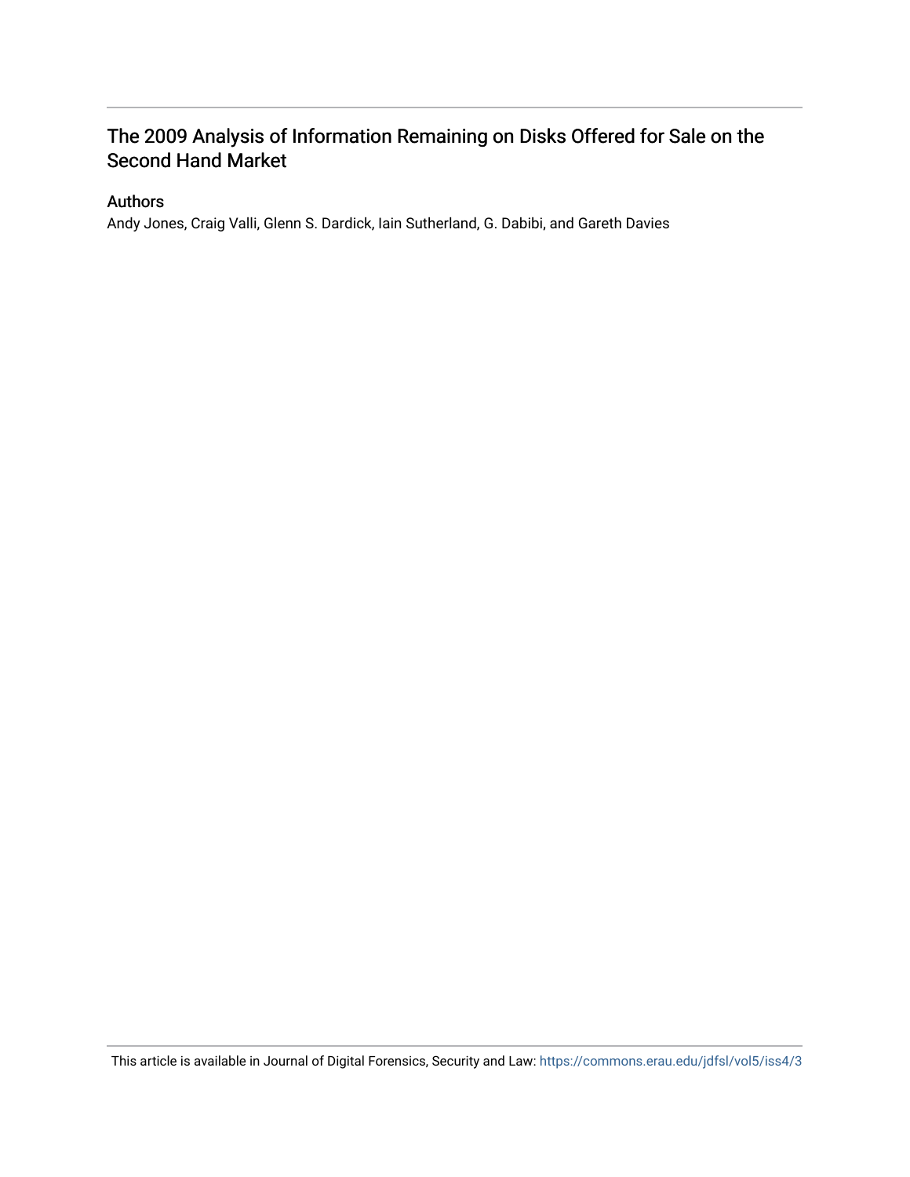# The 2009 Analysis of Information Remaining on Disks Offered for Sale on the Second Hand Market

## Authors

Andy Jones, Craig Valli, Glenn S. Dardick, Iain Sutherland, G. Dabibi, and Gareth Davies

This article is available in Journal of Digital Forensics, Security and Law: https://commons.erau.edu/jdfsl/vol5/iss4/3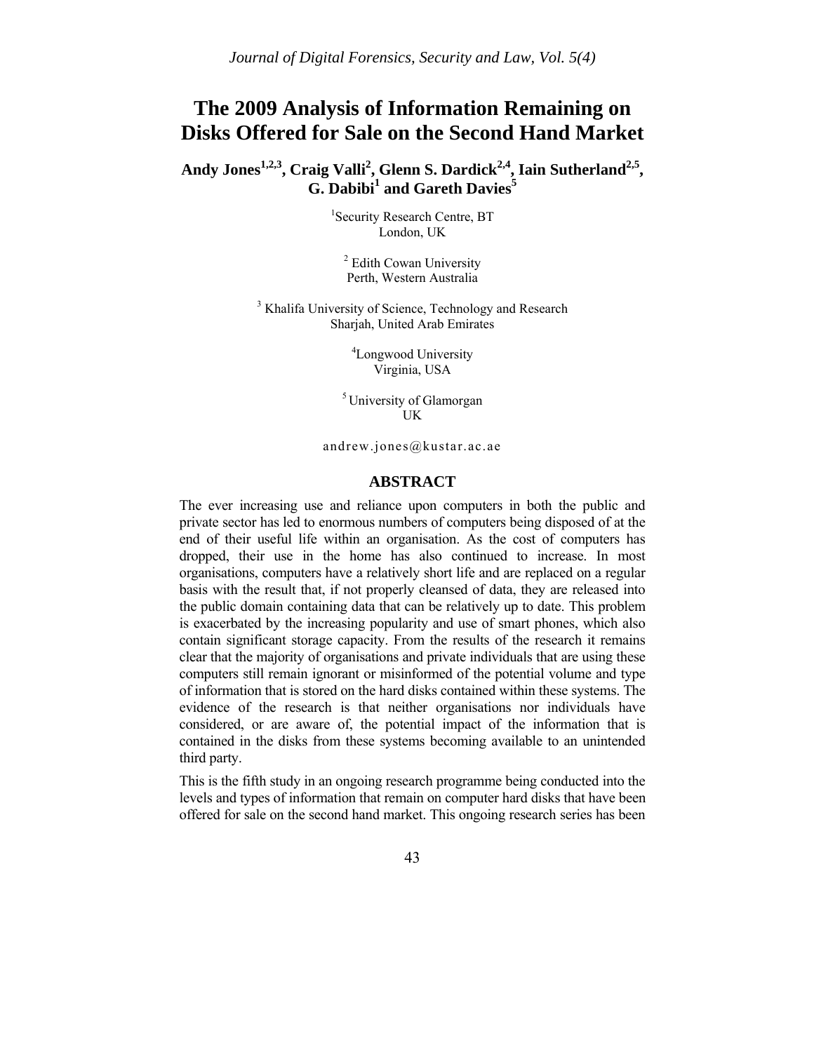# The 2009 Analysis of Information Remaining on Disks Offered for Sale on the Second Hand Market

**Andy Jones[1,2,3], Craig Valli[2], Glenn S. Dardick[2,4], Iain Sutherland[2,5], G. Dabibi[1] and Gareth Davies[5]**

[1]Security Research Centre, BT
London, UK

[2] Edith Cowan University
Perth, Western Australia

[3] Khalifa University of Science, Technology and Research
Sharjah, United Arab Emirates

[4]Longwood University
Virginia, USA

[5] University of Glamorgan
UK

andrew.jones@kustar.ac.ae

## ABSTRACT

The ever increasing use and reliance upon computers in both the public and private sector has led to enormous numbers of computers being disposed of at the end of their useful life within an organisation. As the cost of computers has dropped, their use in the home has also continued to increase. In most organisations, computers have a relatively short life and are replaced on a regular basis with the result that, if not properly cleansed of data, they are released into the public domain containing data that can be relatively up to date. This problem is exacerbated by the increasing popularity and use of smart phones, which also contain significant storage capacity. From the results of the research it remains clear that the majority of organisations and private individuals that are using these computers still remain ignorant or misinformed of the potential volume and type of information that is stored on the hard disks contained within these systems. The evidence of the research is that neither organisations nor individuals have considered, or are aware of, the potential impact of the information that is contained in the disks from these systems becoming available to an unintended third party.

This is the fifth study in an ongoing research programme being conducted into the levels and types of information that remain on computer hard disks that have been offered for sale on the second hand market. This ongoing research series has been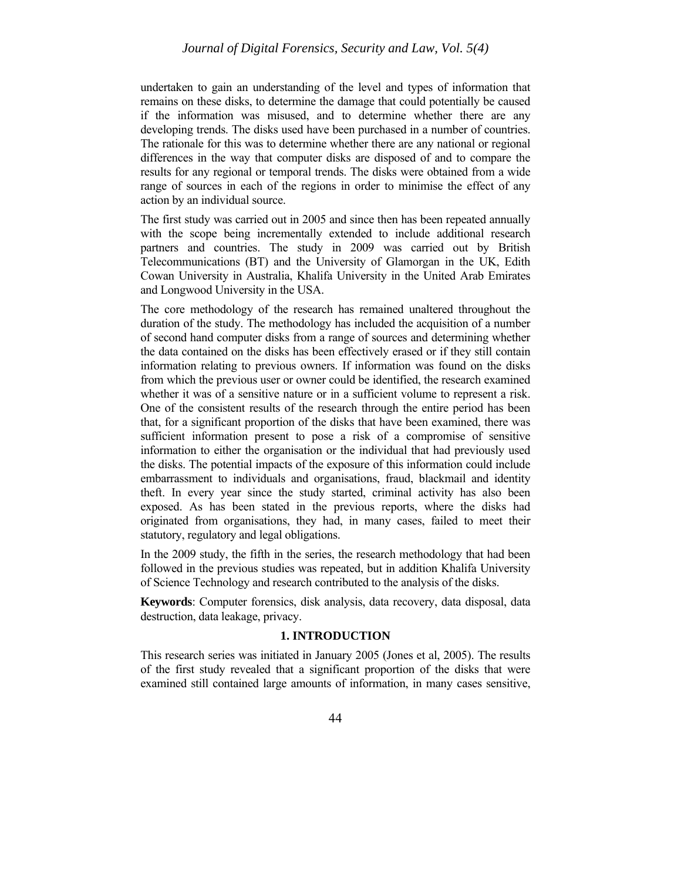undertaken to gain an understanding of the level and types of information that remains on these disks, to determine the damage that could potentially be caused if the information was misused, and to determine whether there are any developing trends. The disks used have been purchased in a number of countries. The rationale for this was to determine whether there are any national or regional differences in the way that computer disks are disposed of and to compare the results for any regional or temporal trends. The disks were obtained from a wide range of sources in each of the regions in order to minimise the effect of any action by an individual source.

The first study was carried out in 2005 and since then has been repeated annually with the scope being incrementally extended to include additional research partners and countries. The study in 2009 was carried out by British Telecommunications (BT) and the University of Glamorgan in the UK, Edith Cowan University in Australia, Khalifa University in the United Arab Emirates and Longwood University in the USA.

The core methodology of the research has remained unaltered throughout the duration of the study. The methodology has included the acquisition of a number of second hand computer disks from a range of sources and determining whether the data contained on the disks has been effectively erased or if they still contain information relating to previous owners. If information was found on the disks from which the previous user or owner could be identified, the research examined whether it was of a sensitive nature or in a sufficient volume to represent a risk. One of the consistent results of the research through the entire period has been that, for a significant proportion of the disks that have been examined, there was sufficient information present to pose a risk of a compromise of sensitive information to either the organisation or the individual that had previously used the disks. The potential impacts of the exposure of this information could include embarrassment to individuals and organisations, fraud, blackmail and identity theft. In every year since the study started, criminal activity has also been exposed. As has been stated in the previous reports, where the disks had originated from organisations, they had, in many cases, failed to meet their statutory, regulatory and legal obligations.

In the 2009 study, the fifth in the series, the research methodology that had been followed in the previous studies was repeated, but in addition Khalifa University of Science Technology and research contributed to the analysis of the disks.

**Keywords**: Computer forensics, disk analysis, data recovery, data disposal, data destruction, data leakage, privacy.

## 1. INTRODUCTION

This research series was initiated in January 2005 (Jones et al, 2005). The results of the first study revealed that a significant proportion of the disks that were examined still contained large amounts of information, in many cases sensitive,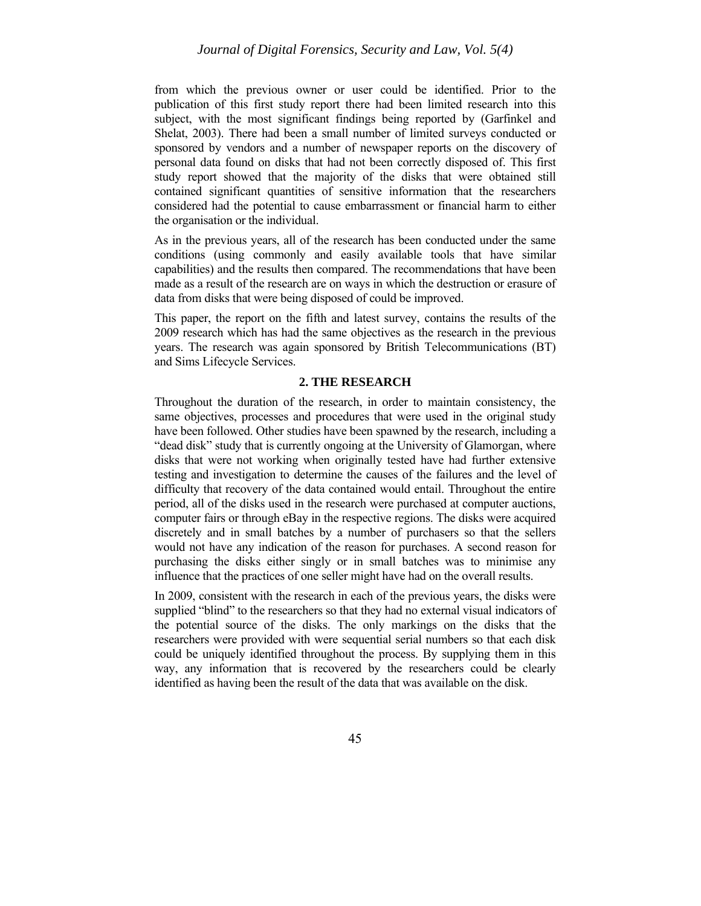from which the previous owner or user could be identified. Prior to the publication of this first study report there had been limited research into this subject, with the most significant findings being reported by (Garfinkel and Shelat, 2003). There had been a small number of limited surveys conducted or sponsored by vendors and a number of newspaper reports on the discovery of personal data found on disks that had not been correctly disposed of. This first study report showed that the majority of the disks that were obtained still contained significant quantities of sensitive information that the researchers considered had the potential to cause embarrassment or financial harm to either the organisation or the individual.

As in the previous years, all of the research has been conducted under the same conditions (using commonly and easily available tools that have similar capabilities) and the results then compared. The recommendations that have been made as a result of the research are on ways in which the destruction or erasure of data from disks that were being disposed of could be improved.

This paper, the report on the fifth and latest survey, contains the results of the 2009 research which has had the same objectives as the research in the previous years. The research was again sponsored by British Telecommunications (BT) and Sims Lifecycle Services.

## 2. THE RESEARCH

Throughout the duration of the research, in order to maintain consistency, the same objectives, processes and procedures that were used in the original study have been followed. Other studies have been spawned by the research, including a "dead disk" study that is currently ongoing at the University of Glamorgan, where disks that were not working when originally tested have had further extensive testing and investigation to determine the causes of the failures and the level of difficulty that recovery of the data contained would entail. Throughout the entire period, all of the disks used in the research were purchased at computer auctions, computer fairs or through eBay in the respective regions. The disks were acquired discretely and in small batches by a number of purchasers so that the sellers would not have any indication of the reason for purchases. A second reason for purchasing the disks either singly or in small batches was to minimise any influence that the practices of one seller might have had on the overall results.

In 2009, consistent with the research in each of the previous years, the disks were supplied "blind" to the researchers so that they had no external visual indicators of the potential source of the disks. The only markings on the disks that the researchers were provided with were sequential serial numbers so that each disk could be uniquely identified throughout the process. By supplying them in this way, any information that is recovered by the researchers could be clearly identified as having been the result of the data that was available on the disk.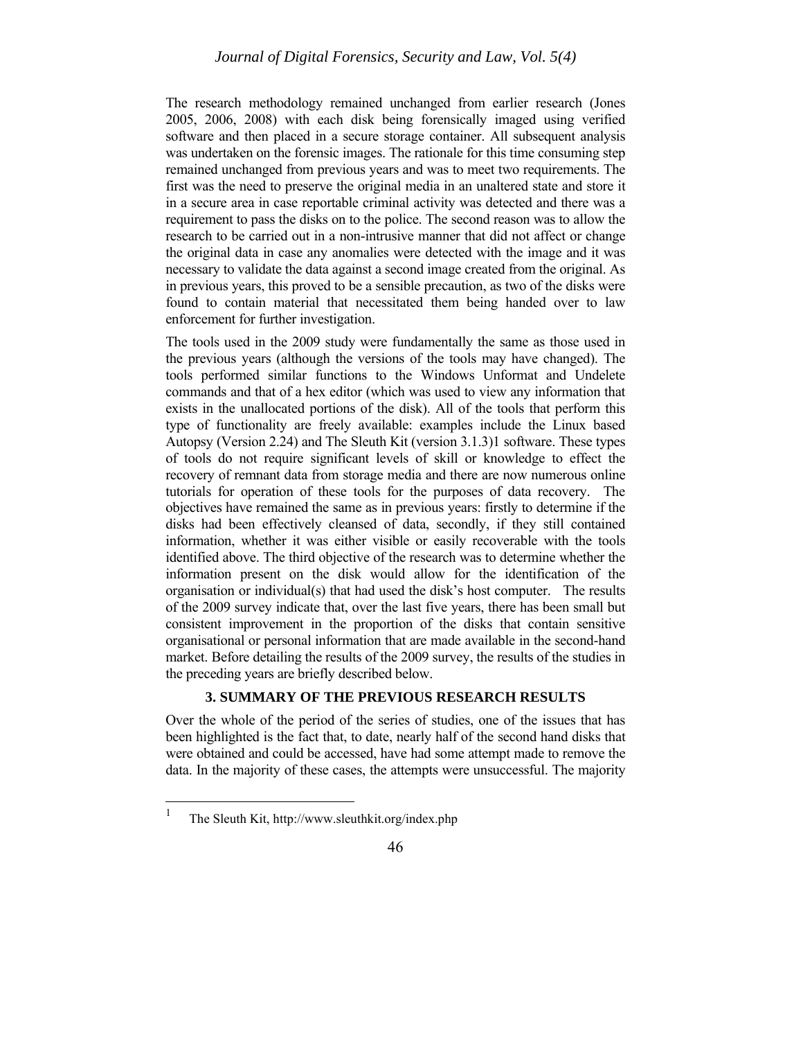The research methodology remained unchanged from earlier research (Jones 2005, 2006, 2008) with each disk being forensically imaged using verified software and then placed in a secure storage container. All subsequent analysis was undertaken on the forensic images. The rationale for this time consuming step remained unchanged from previous years and was to meet two requirements. The first was the need to preserve the original media in an unaltered state and store it in a secure area in case reportable criminal activity was detected and there was a requirement to pass the disks on to the police. The second reason was to allow the research to be carried out in a non-intrusive manner that did not affect or change the original data in case any anomalies were detected with the image and it was necessary to validate the data against a second image created from the original. As in previous years, this proved to be a sensible precaution, as two of the disks were found to contain material that necessitated them being handed over to law enforcement for further investigation.

The tools used in the 2009 study were fundamentally the same as those used in the previous years (although the versions of the tools may have changed). The tools performed similar functions to the Windows Unformat and Undelete commands and that of a hex editor (which was used to view any information that exists in the unallocated portions of the disk). All of the tools that perform this type of functionality are freely available: examples include the Linux based Autopsy (Version 2.24) and The Sleuth Kit (version 3.1.3)[1] software. These types of tools do not require significant levels of skill or knowledge to effect the recovery of remnant data from storage media and there are now numerous online tutorials for operation of these tools for the purposes of data recovery. The objectives have remained the same as in previous years: firstly to determine if the disks had been effectively cleansed of data, secondly, if they still contained information, whether it was either visible or easily recoverable with the tools identified above. The third objective of the research was to determine whether the information present on the disk would allow for the identification of the organisation or individual(s) that had used the disk's host computer. The results of the 2009 survey indicate that, over the last five years, there has been small but consistent improvement in the proportion of the disks that contain sensitive organisational or personal information that are made available in the second-hand market. Before detailing the results of the 2009 survey, the results of the studies in the preceding years are briefly described below.

## 3. SUMMARY OF THE PREVIOUS RESEARCH RESULTS

Over the whole of the period of the series of studies, one of the issues that has been highlighted is the fact that, to date, nearly half of the second hand disks that were obtained and could be accessed, have had some attempt made to remove the data. In the majority of these cases, the attempts were unsuccessful. The majority

[1] The Sleuth Kit, http://www.sleuthkit.org/index.php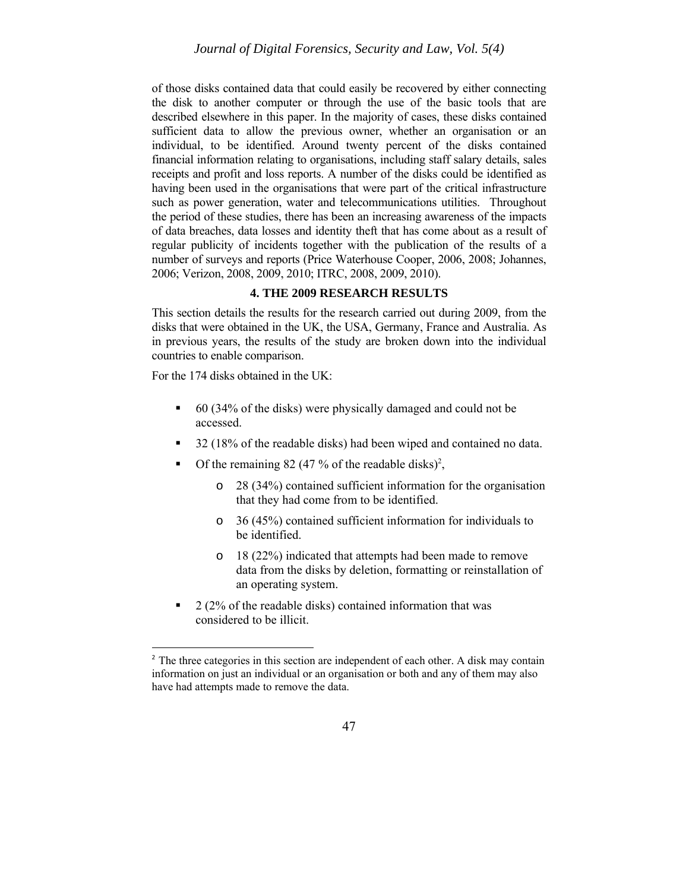of those disks contained data that could easily be recovered by either connecting the disk to another computer or through the use of the basic tools that are described elsewhere in this paper. In the majority of cases, these disks contained sufficient data to allow the previous owner, whether an organisation or an individual, to be identified. Around twenty percent of the disks contained financial information relating to organisations, including staff salary details, sales receipts and profit and loss reports. A number of the disks could be identified as having been used in the organisations that were part of the critical infrastructure such as power generation, water and telecommunications utilities. Throughout the period of these studies, there has been an increasing awareness of the impacts of data breaches, data losses and identity theft that has come about as a result of regular publicity of incidents together with the publication of the results of a number of surveys and reports (Price Waterhouse Cooper, 2006, 2008; Johannes, 2006; Verizon, 2008, 2009, 2010; ITRC, 2008, 2009, 2010).

## 4. THE 2009 RESEARCH RESULTS

This section details the results for the research carried out during 2009, from the disks that were obtained in the UK, the USA, Germany, France and Australia. As in previous years, the results of the study are broken down into the individual countries to enable comparison.

For the 174 disks obtained in the UK:

- 60 (34% of the disks) were physically damaged and could not be accessed.
- 32 (18% of the readable disks) had been wiped and contained no data.
- Of the remaining 82 (47 % of the readable disks)[2],
    - 28 (34%) contained sufficient information for the organisation that they had come from to be identified.
    - 36 (45%) contained sufficient information for individuals to be identified.
    - 18 (22%) indicated that attempts had been made to remove data from the disks by deletion, formatting or reinstallation of an operating system.
- 2 (2% of the readable disks) contained information that was considered to be illicit.

[2] The three categories in this section are independent of each other. A disk may contain information on just an individual or an organisation or both and any of them may also have had attempts made to remove the data.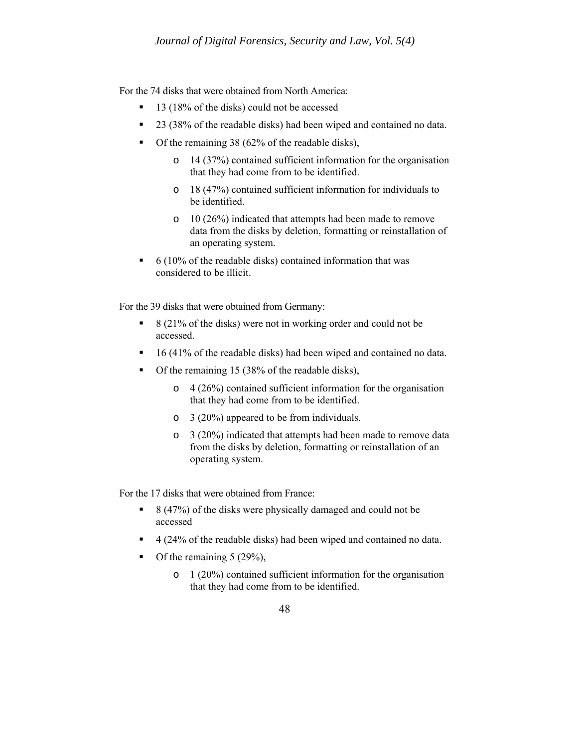For the 74 disks that were obtained from North America:

- 13 (18% of the disks) could not be accessed
- 23 (38% of the readable disks) had been wiped and contained no data.
- Of the remaining 38 (62% of the readable disks),
  - 14 (37%) contained sufficient information for the organisation that they had come from to be identified.
  - 18 (47%) contained sufficient information for individuals to be identified.
  - 10 (26%) indicated that attempts had been made to remove data from the disks by deletion, formatting or reinstallation of an operating system.
- 6 (10% of the readable disks) contained information that was considered to be illicit.

For the 39 disks that were obtained from Germany:

- 8 (21% of the disks) were not in working order and could not be accessed.
- 16 (41% of the readable disks) had been wiped and contained no data.
- Of the remaining 15 (38% of the readable disks),
  - 4 (26%) contained sufficient information for the organisation that they had come from to be identified.
  - 3 (20%) appeared to be from individuals.
  - 3 (20%) indicated that attempts had been made to remove data from the disks by deletion, formatting or reinstallation of an operating system.

For the 17 disks that were obtained from France:

- 8 (47%) of the disks were physically damaged and could not be accessed
- 4 (24% of the readable disks) had been wiped and contained no data.
- Of the remaining 5 (29%),
  - 1 (20%) contained sufficient information for the organisation that they had come from to be identified.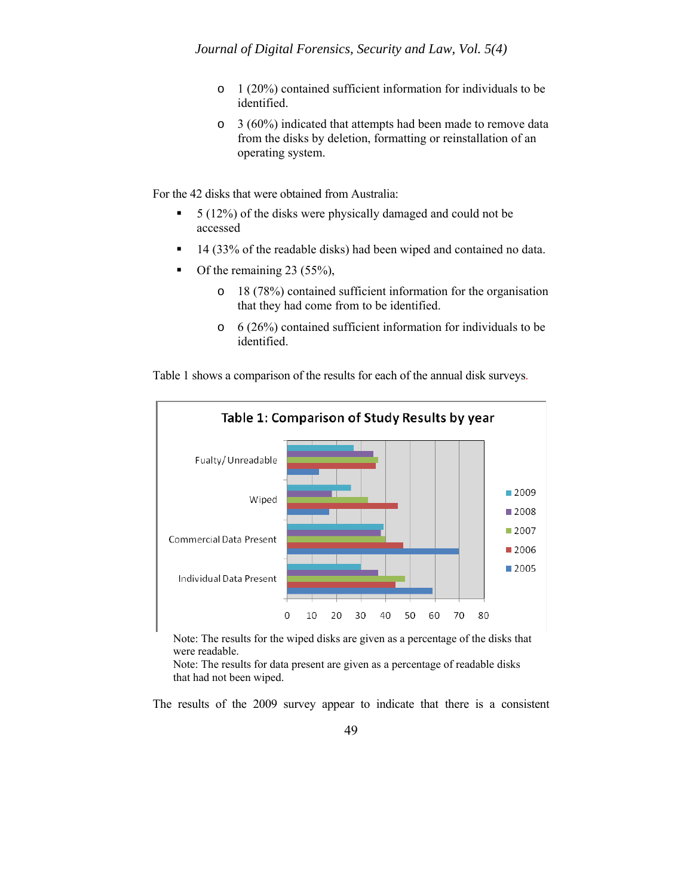- 1 (20%) contained sufficient information for individuals to be identified.
- 3 (60%) indicated that attempts had been made to remove data from the disks by deletion, formatting or reinstallation of an operating system.

For the 42 disks that were obtained from Australia:

- 5 (12%) of the disks were physically damaged and could not be accessed
- 14 (33% of the readable disks) had been wiped and contained no data.
- Of the remaining 23 (55%),
  - 18 (78%) contained sufficient information for the organisation that they had come from to be identified.
  - 6 (26%) contained sufficient information for individuals to be identified.

Table 1 shows a comparison of the results for each of the annual disk surveys.

**Table 1: Comparison of Study Results by year**

Note: The results for the wiped disks are given as a percentage of the disks that were readable.
Note: The results for data present are given as a percentage of readable disks that had not been wiped.

The results of the 2009 survey appear to indicate that there is a consistent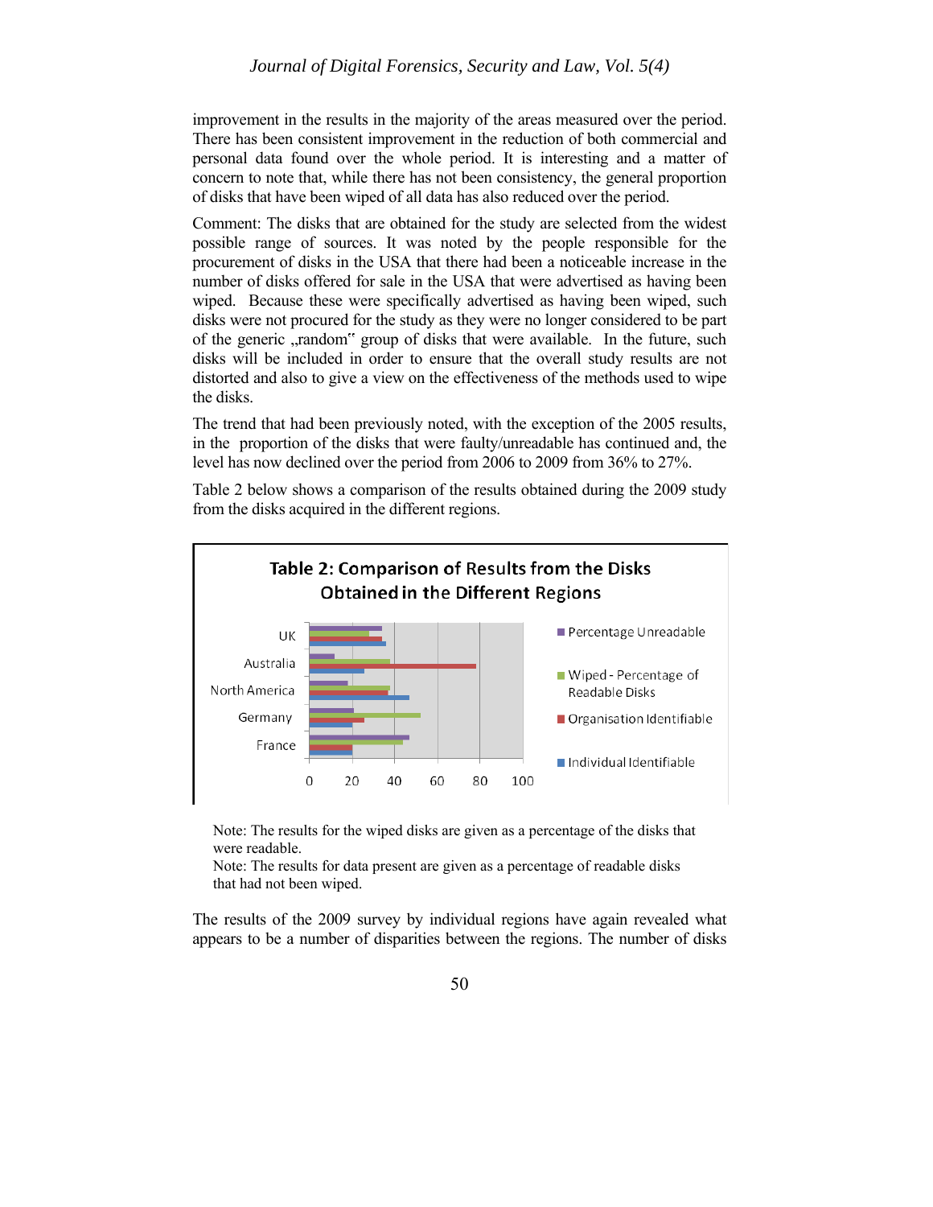improvement in the results in the majority of the areas measured over the period. There has been consistent improvement in the reduction of both commercial and personal data found over the whole period. It is interesting and a matter of concern to note that, while there has not been consistency, the general proportion of disks that have been wiped of all data has also reduced over the period.

Comment: The disks that are obtained for the study are selected from the widest possible range of sources. It was noted by the people responsible for the procurement of disks in the USA that there had been a noticeable increase in the number of disks offered for sale in the USA that were advertised as having been wiped. Because these were specifically advertised as having been wiped, such disks were not procured for the study as they were no longer considered to be part of the generic „random" group of disks that were available. In the future, such disks will be included in order to ensure that the overall study results are not distorted and also to give a view on the effectiveness of the methods used to wipe the disks.

The trend that had been previously noted, with the exception of the 2005 results, in the proportion of the disks that were faulty/unreadable has continued and, the level has now declined over the period from 2006 to 2009 from 36% to 27%.

Table 2 below shows a comparison of the results obtained during the 2009 study from the disks acquired in the different regions.

**Table 2: Comparison of Results from the Disks Obtained in the Different Regions**

Note: The results for the wiped disks are given as a percentage of the disks that were readable.
Note: The results for data present are given as a percentage of readable disks that had not been wiped.

The results of the 2009 survey by individual regions have again revealed what appears to be a number of disparities between the regions. The number of disks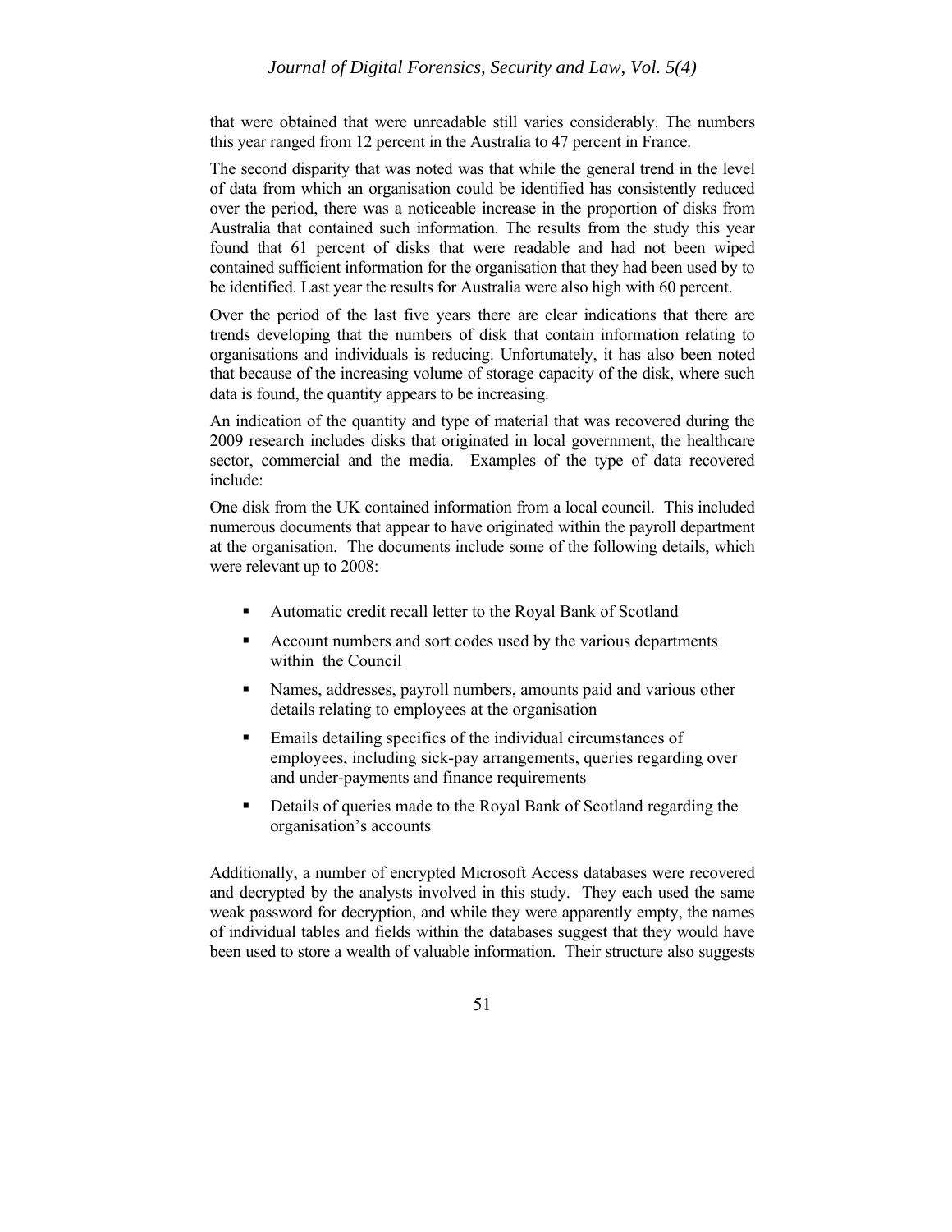that were obtained that were unreadable still varies considerably. The numbers this year ranged from 12 percent in the Australia to 47 percent in France.

The second disparity that was noted was that while the general trend in the level of data from which an organisation could be identified has consistently reduced over the period, there was a noticeable increase in the proportion of disks from Australia that contained such information. The results from the study this year found that 61 percent of disks that were readable and had not been wiped contained sufficient information for the organisation that they had been used by to be identified. Last year the results for Australia were also high with 60 percent.

Over the period of the last five years there are clear indications that there are trends developing that the numbers of disk that contain information relating to organisations and individuals is reducing. Unfortunately, it has also been noted that because of the increasing volume of storage capacity of the disk, where such data is found, the quantity appears to be increasing.

An indication of the quantity and type of material that was recovered during the 2009 research includes disks that originated in local government, the healthcare sector, commercial and the media. Examples of the type of data recovered include:

One disk from the UK contained information from a local council. This included numerous documents that appear to have originated within the payroll department at the organisation. The documents include some of the following details, which were relevant up to 2008:

- Automatic credit recall letter to the Royal Bank of Scotland
- Account numbers and sort codes used by the various departments within the Council
- Names, addresses, payroll numbers, amounts paid and various other details relating to employees at the organisation
- Emails detailing specifics of the individual circumstances of employees, including sick-pay arrangements, queries regarding over and under-payments and finance requirements
- Details of queries made to the Royal Bank of Scotland regarding the organisation's accounts

Additionally, a number of encrypted Microsoft Access databases were recovered and decrypted by the analysts involved in this study. They each used the same weak password for decryption, and while they were apparently empty, the names of individual tables and fields within the databases suggest that they would have been used to store a wealth of valuable information. Their structure also suggests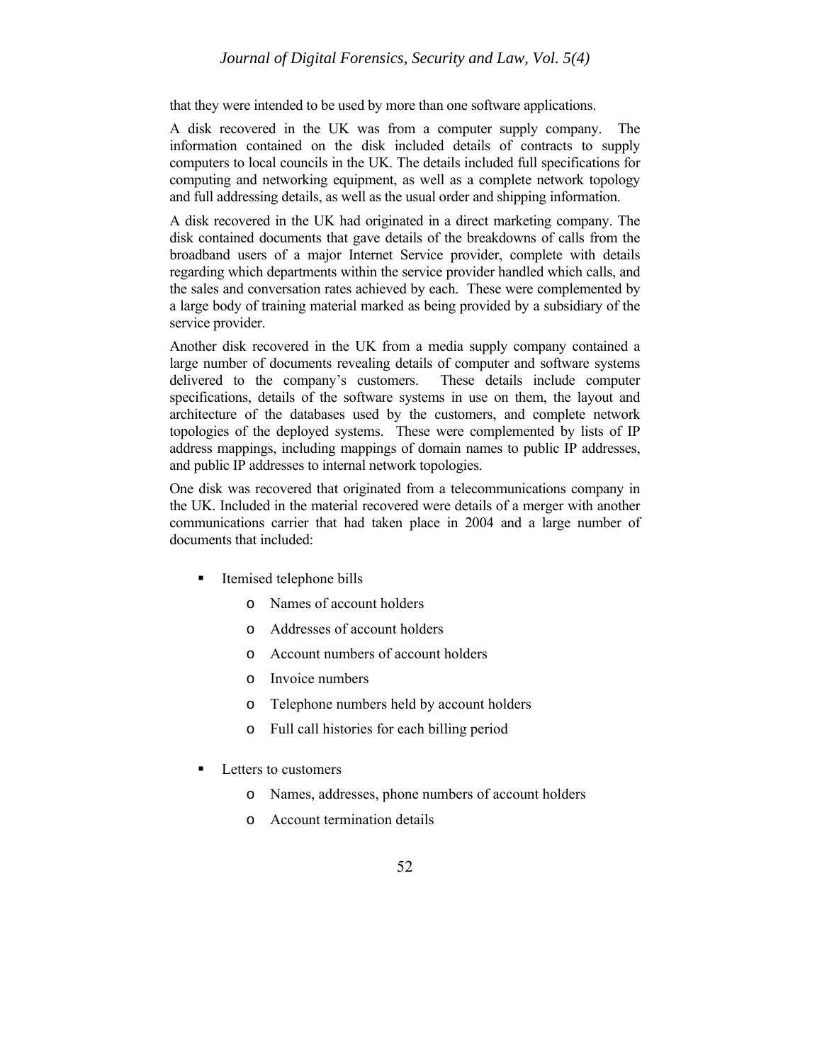that they were intended to be used by more than one software applications.

A disk recovered in the UK was from a computer supply company. The information contained on the disk included details of contracts to supply computers to local councils in the UK. The details included full specifications for computing and networking equipment, as well as a complete network topology and full addressing details, as well as the usual order and shipping information.

A disk recovered in the UK had originated in a direct marketing company. The disk contained documents that gave details of the breakdowns of calls from the broadband users of a major Internet Service provider, complete with details regarding which departments within the service provider handled which calls, and the sales and conversation rates achieved by each. These were complemented by a large body of training material marked as being provided by a subsidiary of the service provider.

Another disk recovered in the UK from a media supply company contained a large number of documents revealing details of computer and software systems delivered to the company's customers. These details include computer specifications, details of the software systems in use on them, the layout and architecture of the databases used by the customers, and complete network topologies of the deployed systems. These were complemented by lists of IP address mappings, including mappings of domain names to public IP addresses, and public IP addresses to internal network topologies.

One disk was recovered that originated from a telecommunications company in the UK. Included in the material recovered were details of a merger with another communications carrier that had taken place in 2004 and a large number of documents that included:

- Itemised telephone bills
    - Names of account holders
    - Addresses of account holders
    - Account numbers of account holders
    - Invoice numbers
    - Telephone numbers held by account holders
    - Full call histories for each billing period
- Letters to customers
    - Names, addresses, phone numbers of account holders
    - Account termination details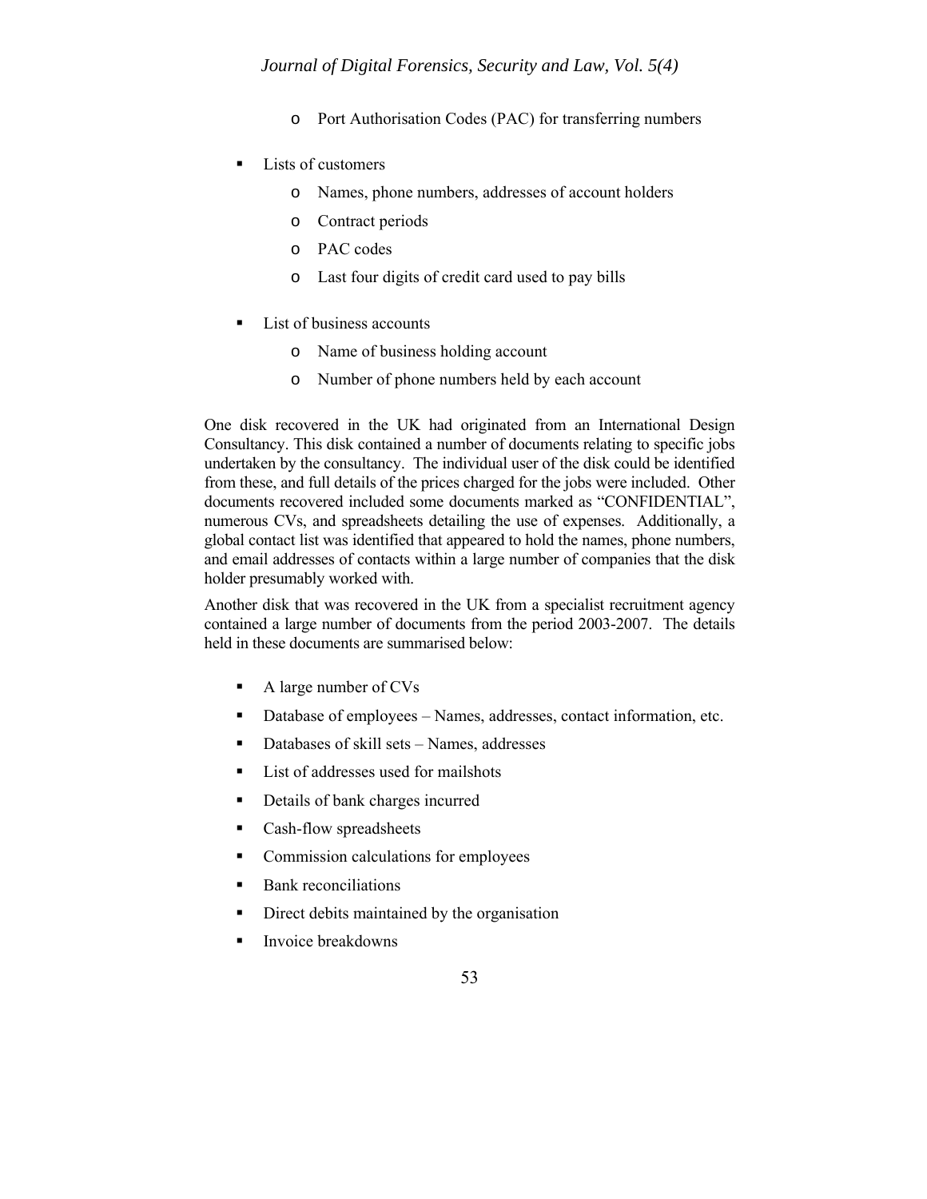- Port Authorisation Codes (PAC) for transferring numbers

- Lists of customers
  - Names, phone numbers, addresses of account holders
  - Contract periods
  - PAC codes
  - Last four digits of credit card used to pay bills

- List of business accounts
  - Name of business holding account
  - Number of phone numbers held by each account

One disk recovered in the UK had originated from an International Design Consultancy. This disk contained a number of documents relating to specific jobs undertaken by the consultancy. The individual user of the disk could be identified from these, and full details of the prices charged for the jobs were included. Other documents recovered included some documents marked as "CONFIDENTIAL", numerous CVs, and spreadsheets detailing the use of expenses. Additionally, a global contact list was identified that appeared to hold the names, phone numbers, and email addresses of contacts within a large number of companies that the disk holder presumably worked with.

Another disk that was recovered in the UK from a specialist recruitment agency contained a large number of documents from the period 2003-2007. The details held in these documents are summarised below:

- A large number of CVs
- Database of employees – Names, addresses, contact information, etc.
- Databases of skill sets – Names, addresses
- List of addresses used for mailshots
- Details of bank charges incurred
- Cash-flow spreadsheets
- Commission calculations for employees
- Bank reconciliations
- Direct debits maintained by the organisation
- Invoice breakdowns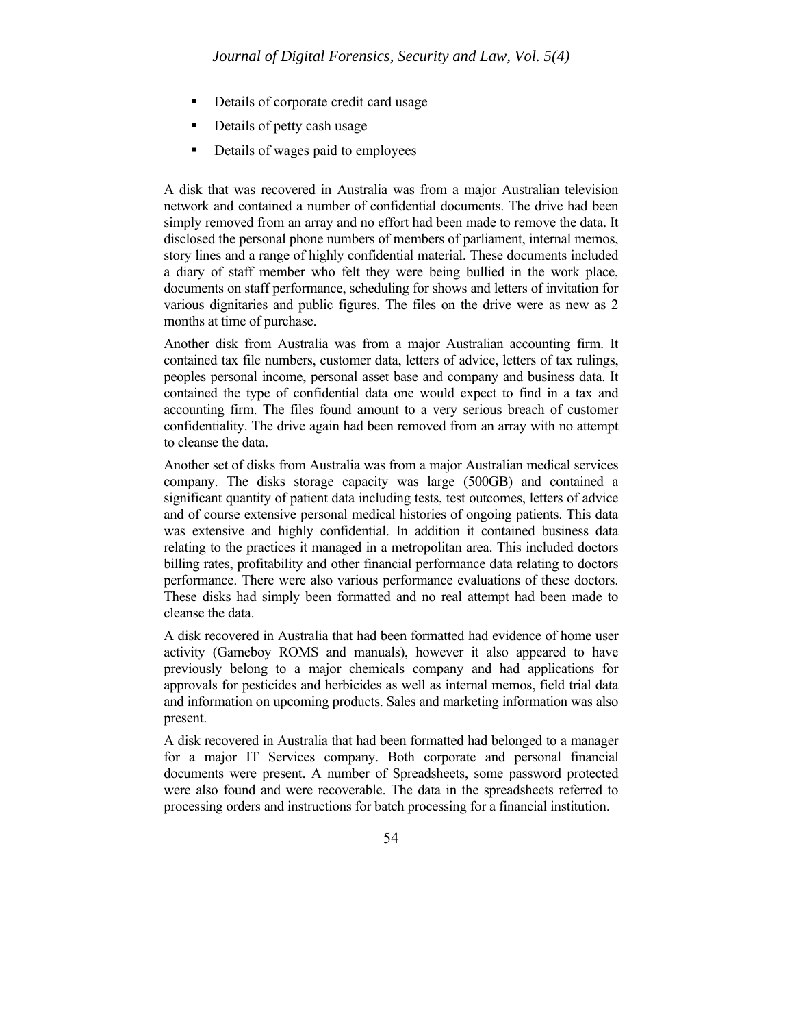- Details of corporate credit card usage
- Details of petty cash usage
- Details of wages paid to employees

A disk that was recovered in Australia was from a major Australian television network and contained a number of confidential documents. The drive had been simply removed from an array and no effort had been made to remove the data. It disclosed the personal phone numbers of members of parliament, internal memos, story lines and a range of highly confidential material. These documents included a diary of staff member who felt they were being bullied in the work place, documents on staff performance, scheduling for shows and letters of invitation for various dignitaries and public figures. The files on the drive were as new as 2 months at time of purchase.

Another disk from Australia was from a major Australian accounting firm. It contained tax file numbers, customer data, letters of advice, letters of tax rulings, peoples personal income, personal asset base and company and business data. It contained the type of confidential data one would expect to find in a tax and accounting firm. The files found amount to a very serious breach of customer confidentiality. The drive again had been removed from an array with no attempt to cleanse the data.

Another set of disks from Australia was from a major Australian medical services company. The disks storage capacity was large (500GB) and contained a significant quantity of patient data including tests, test outcomes, letters of advice and of course extensive personal medical histories of ongoing patients. This data was extensive and highly confidential. In addition it contained business data relating to the practices it managed in a metropolitan area. This included doctors billing rates, profitability and other financial performance data relating to doctors performance. There were also various performance evaluations of these doctors. These disks had simply been formatted and no real attempt had been made to cleanse the data.

A disk recovered in Australia that had been formatted had evidence of home user activity (Gameboy ROMS and manuals), however it also appeared to have previously belong to a major chemicals company and had applications for approvals for pesticides and herbicides as well as internal memos, field trial data and information on upcoming products. Sales and marketing information was also present.

A disk recovered in Australia that had been formatted had belonged to a manager for a major IT Services company. Both corporate and personal financial documents were present. A number of Spreadsheets, some password protected were also found and were recoverable. The data in the spreadsheets referred to processing orders and instructions for batch processing for a financial institution.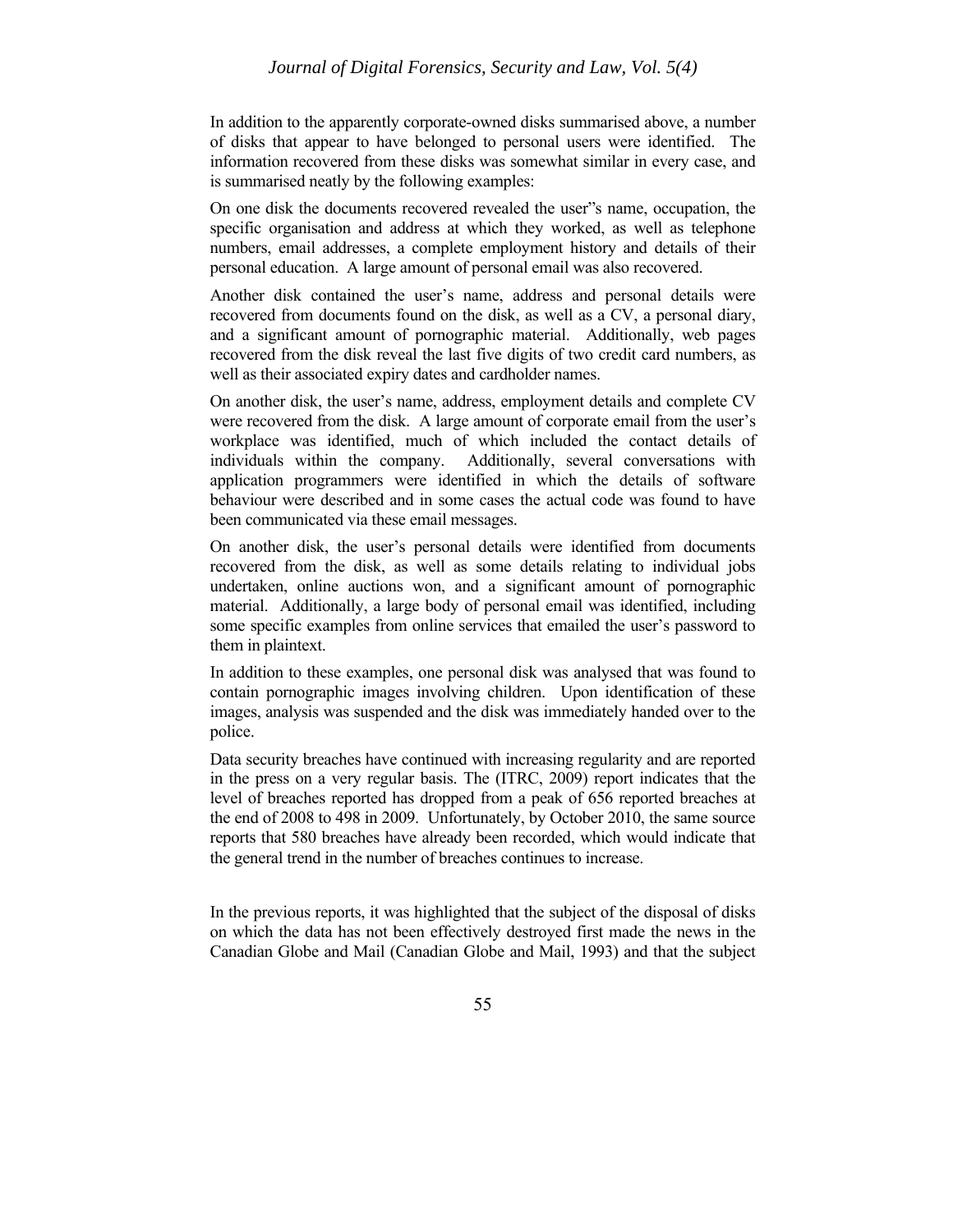In addition to the apparently corporate-owned disks summarised above, a number of disks that appear to have belonged to personal users were identified. The information recovered from these disks was somewhat similar in every case, and is summarised neatly by the following examples:

On one disk the documents recovered revealed the user"s name, occupation, the specific organisation and address at which they worked, as well as telephone numbers, email addresses, a complete employment history and details of their personal education. A large amount of personal email was also recovered.

Another disk contained the user's name, address and personal details were recovered from documents found on the disk, as well as a CV, a personal diary, and a significant amount of pornographic material. Additionally, web pages recovered from the disk reveal the last five digits of two credit card numbers, as well as their associated expiry dates and cardholder names.

On another disk, the user's name, address, employment details and complete CV were recovered from the disk. A large amount of corporate email from the user's workplace was identified, much of which included the contact details of individuals within the company. Additionally, several conversations with application programmers were identified in which the details of software behaviour were described and in some cases the actual code was found to have been communicated via these email messages.

On another disk, the user's personal details were identified from documents recovered from the disk, as well as some details relating to individual jobs undertaken, online auctions won, and a significant amount of pornographic material. Additionally, a large body of personal email was identified, including some specific examples from online services that emailed the user's password to them in plaintext.

In addition to these examples, one personal disk was analysed that was found to contain pornographic images involving children. Upon identification of these images, analysis was suspended and the disk was immediately handed over to the police.

Data security breaches have continued with increasing regularity and are reported in the press on a very regular basis. The (ITRC, 2009) report indicates that the level of breaches reported has dropped from a peak of 656 reported breaches at the end of 2008 to 498 in 2009. Unfortunately, by October 2010, the same source reports that 580 breaches have already been recorded, which would indicate that the general trend in the number of breaches continues to increase.

In the previous reports, it was highlighted that the subject of the disposal of disks on which the data has not been effectively destroyed first made the news in the Canadian Globe and Mail (Canadian Globe and Mail, 1993) and that the subject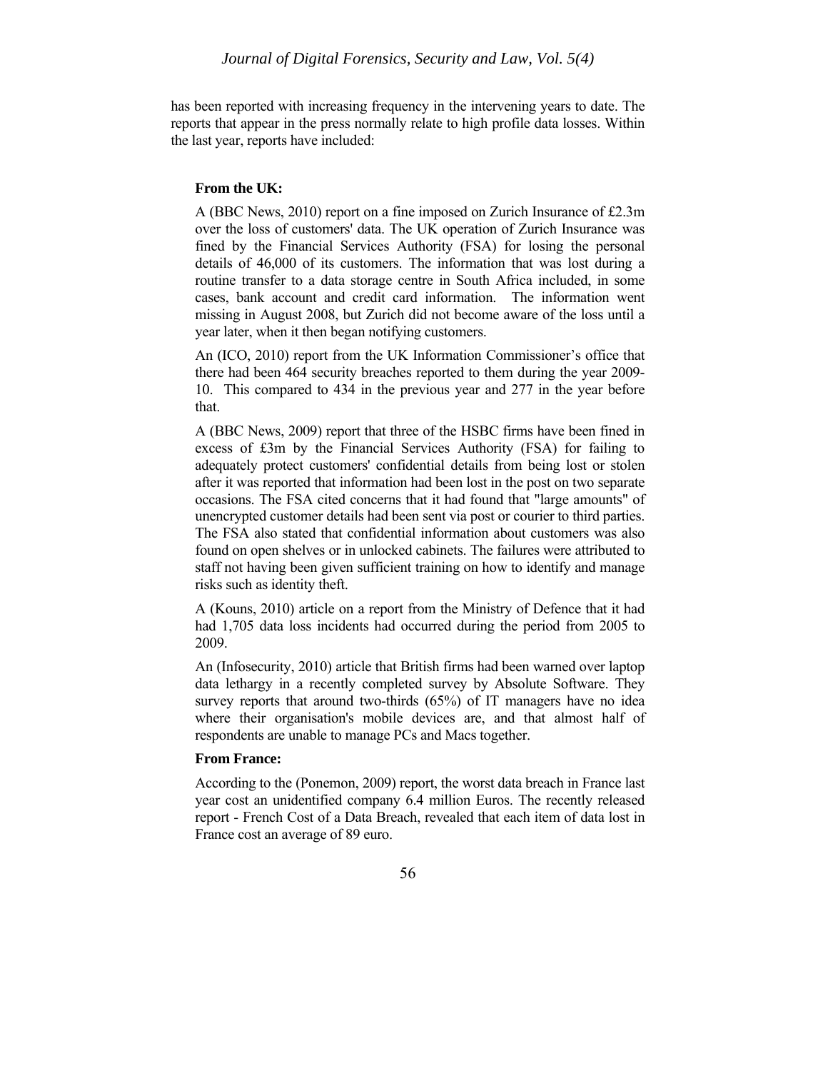has been reported with increasing frequency in the intervening years to date. The reports that appear in the press normally relate to high profile data losses. Within the last year, reports have included:

**From the UK:**

A (BBC News, 2010) report on a fine imposed on Zurich Insurance of £2.3m over the loss of customers' data. The UK operation of Zurich Insurance was fined by the Financial Services Authority (FSA) for losing the personal details of 46,000 of its customers. The information that was lost during a routine transfer to a data storage centre in South Africa included, in some cases, bank account and credit card information. The information went missing in August 2008, but Zurich did not become aware of the loss until a year later, when it then began notifying customers.

An (ICO, 2010) report from the UK Information Commissioner's office that there had been 464 security breaches reported to them during the year 2009-10. This compared to 434 in the previous year and 277 in the year before that.

A (BBC News, 2009) report that three of the HSBC firms have been fined in excess of £3m by the Financial Services Authority (FSA) for failing to adequately protect customers' confidential details from being lost or stolen after it was reported that information had been lost in the post on two separate occasions. The FSA cited concerns that it had found that "large amounts" of unencrypted customer details had been sent via post or courier to third parties. The FSA also stated that confidential information about customers was also found on open shelves or in unlocked cabinets. The failures were attributed to staff not having been given sufficient training on how to identify and manage risks such as identity theft.

A (Kouns, 2010) article on a report from the Ministry of Defence that it had had 1,705 data loss incidents had occurred during the period from 2005 to 2009.

An (Infosecurity, 2010) article that British firms had been warned over laptop data lethargy in a recently completed survey by Absolute Software. They survey reports that around two-thirds (65%) of IT managers have no idea where their organisation's mobile devices are, and that almost half of respondents are unable to manage PCs and Macs together.

**From France:**

According to the (Ponemon, 2009) report, the worst data breach in France last year cost an unidentified company 6.4 million Euros. The recently released report - French Cost of a Data Breach, revealed that each item of data lost in France cost an average of 89 euro.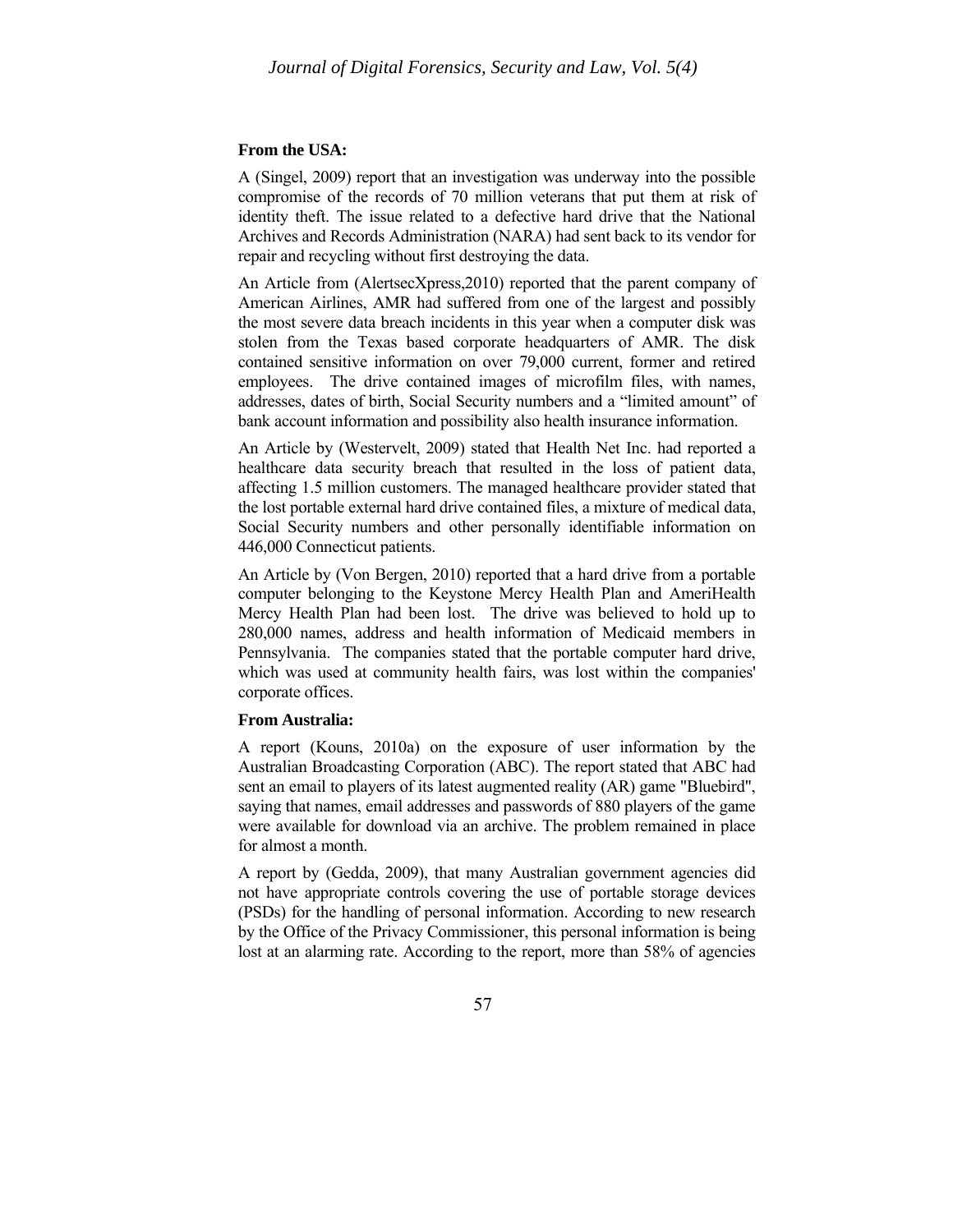**From the USA:**

A (Singel, 2009) report that an investigation was underway into the possible compromise of the records of 70 million veterans that put them at risk of identity theft. The issue related to a defective hard drive that the National Archives and Records Administration (NARA) had sent back to its vendor for repair and recycling without first destroying the data.

An Article from (AlertsecXpress,2010) reported that the parent company of American Airlines, AMR had suffered from one of the largest and possibly the most severe data breach incidents in this year when a computer disk was stolen from the Texas based corporate headquarters of AMR. The disk contained sensitive information on over 79,000 current, former and retired employees. The drive contained images of microfilm files, with names, addresses, dates of birth, Social Security numbers and a "limited amount" of bank account information and possibility also health insurance information.

An Article by (Westervelt, 2009) stated that Health Net Inc. had reported a healthcare data security breach that resulted in the loss of patient data, affecting 1.5 million customers. The managed healthcare provider stated that the lost portable external hard drive contained files, a mixture of medical data, Social Security numbers and other personally identifiable information on 446,000 Connecticut patients.

An Article by (Von Bergen, 2010) reported that a hard drive from a portable computer belonging to the Keystone Mercy Health Plan and AmeriHealth Mercy Health Plan had been lost. The drive was believed to hold up to 280,000 names, address and health information of Medicaid members in Pennsylvania. The companies stated that the portable computer hard drive, which was used at community health fairs, was lost within the companies' corporate offices.

**From Australia:**

A report (Kouns, 2010a) on the exposure of user information by the Australian Broadcasting Corporation (ABC). The report stated that ABC had sent an email to players of its latest augmented reality (AR) game "Bluebird", saying that names, email addresses and passwords of 880 players of the game were available for download via an archive. The problem remained in place for almost a month.

A report by (Gedda, 2009), that many Australian government agencies did not have appropriate controls covering the use of portable storage devices (PSDs) for the handling of personal information. According to new research by the Office of the Privacy Commissioner, this personal information is being lost at an alarming rate. According to the report, more than 58% of agencies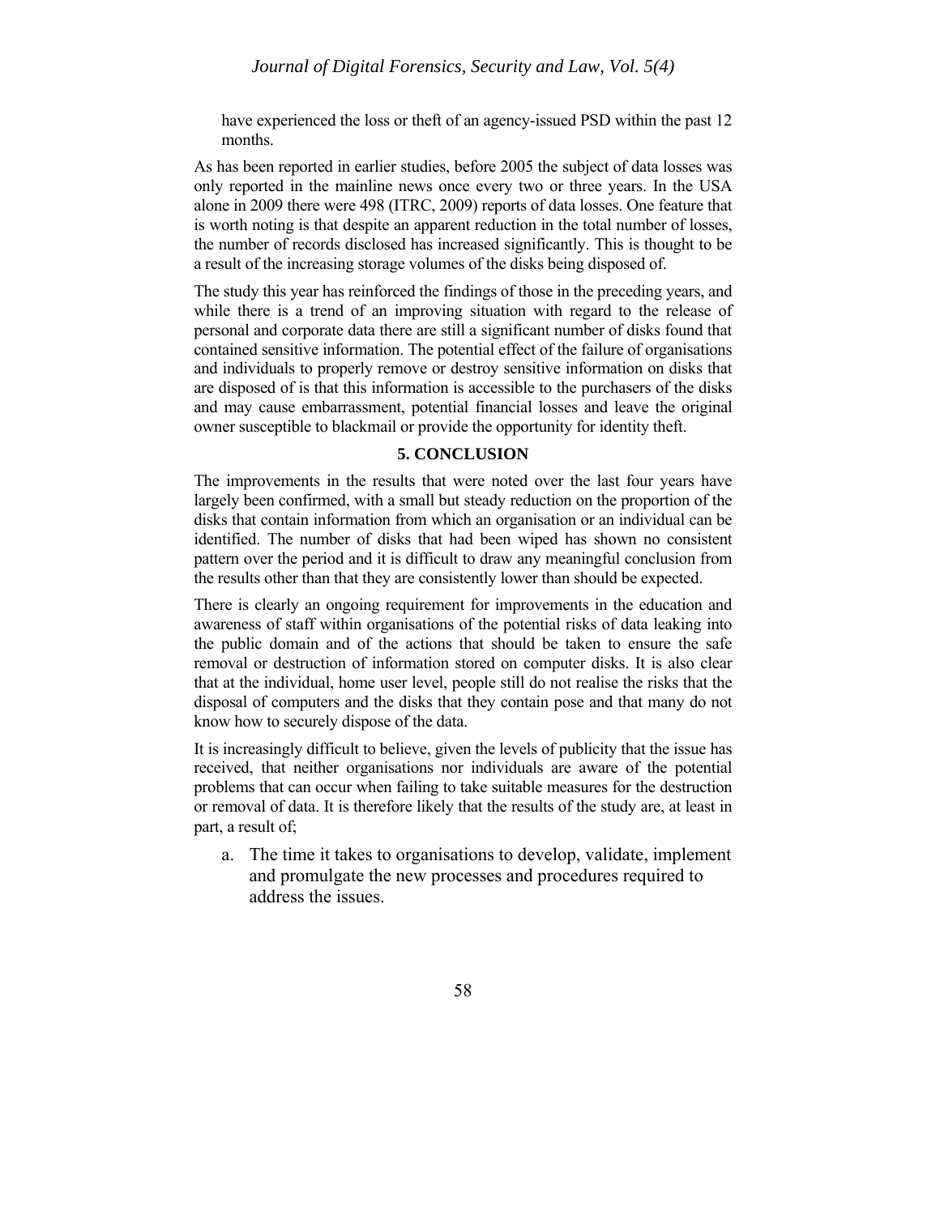have experienced the loss or theft of an agency-issued PSD within the past 12 months.

As has been reported in earlier studies, before 2005 the subject of data losses was only reported in the mainline news once every two or three years. In the USA alone in 2009 there were 498 (ITRC, 2009) reports of data losses. One feature that is worth noting is that despite an apparent reduction in the total number of losses, the number of records disclosed has increased significantly. This is thought to be a result of the increasing storage volumes of the disks being disposed of.

The study this year has reinforced the findings of those in the preceding years, and while there is a trend of an improving situation with regard to the release of personal and corporate data there are still a significant number of disks found that contained sensitive information. The potential effect of the failure of organisations and individuals to properly remove or destroy sensitive information on disks that are disposed of is that this information is accessible to the purchasers of the disks and may cause embarrassment, potential financial losses and leave the original owner susceptible to blackmail or provide the opportunity for identity theft.

## 5. CONCLUSION

The improvements in the results that were noted over the last four years have largely been confirmed, with a small but steady reduction on the proportion of the disks that contain information from which an organisation or an individual can be identified. The number of disks that had been wiped has shown no consistent pattern over the period and it is difficult to draw any meaningful conclusion from the results other than that they are consistently lower than should be expected.

There is clearly an ongoing requirement for improvements in the education and awareness of staff within organisations of the potential risks of data leaking into the public domain and of the actions that should be taken to ensure the safe removal or destruction of information stored on computer disks. It is also clear that at the individual, home user level, people still do not realise the risks that the disposal of computers and the disks that they contain pose and that many do not know how to securely dispose of the data.

It is increasingly difficult to believe, given the levels of publicity that the issue has received, that neither organisations nor individuals are aware of the potential problems that can occur when failing to take suitable measures for the destruction or removal of data. It is therefore likely that the results of the study are, at least in part, a result of;

a. The time it takes to organisations to develop, validate, implement and promulgate the new processes and procedures required to address the issues.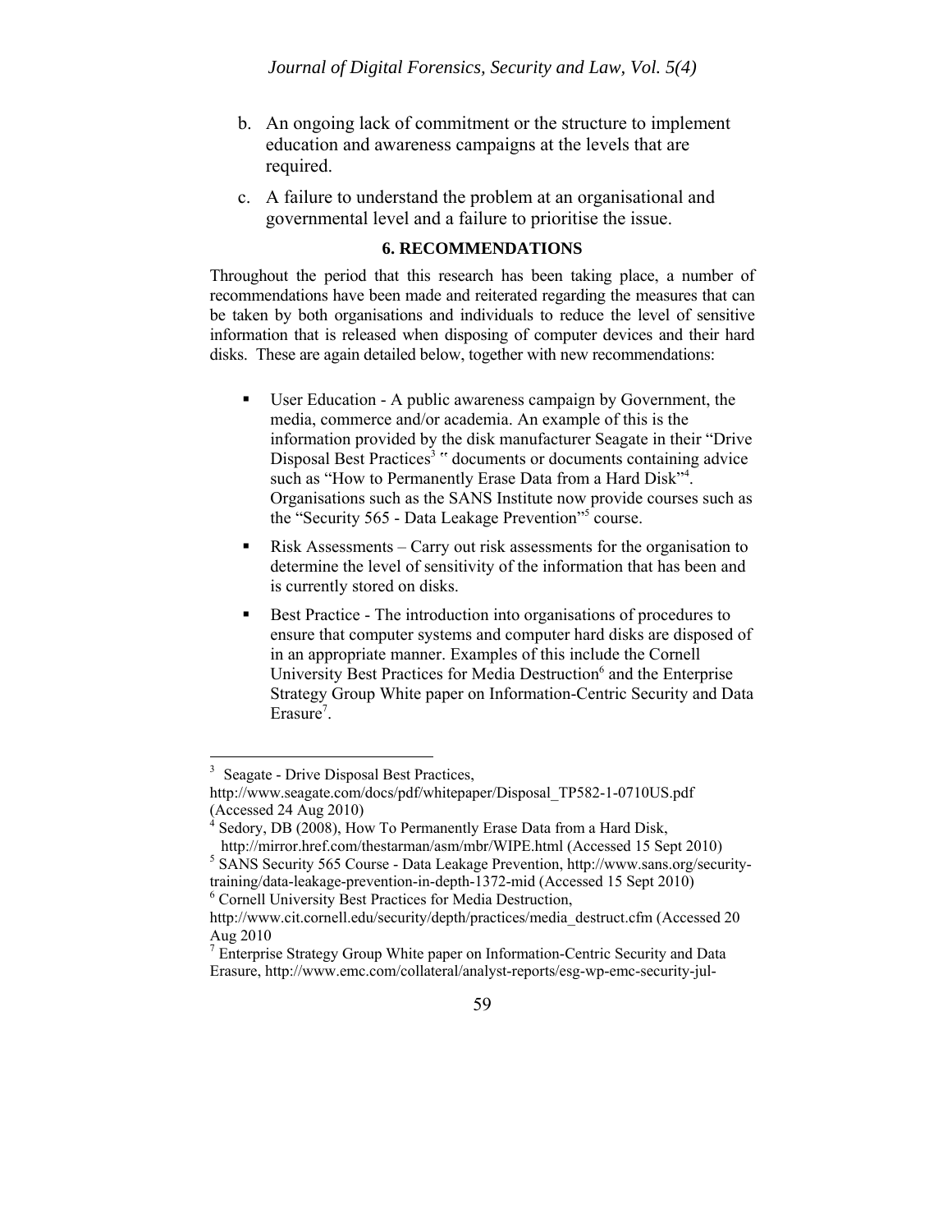b. An ongoing lack of commitment or the structure to implement education and awareness campaigns at the levels that are required.

c. A failure to understand the problem at an organisational and governmental level and a failure to prioritise the issue.

## 6. RECOMMENDATIONS

Throughout the period that this research has been taking place, a number of recommendations have been made and reiterated regarding the measures that can be taken by both organisations and individuals to reduce the level of sensitive information that is released when disposing of computer devices and their hard disks. These are again detailed below, together with new recommendations:

- User Education - A public awareness campaign by Government, the media, commerce and/or academia. An example of this is the information provided by the disk manufacturer Seagate in their "Drive Disposal Best Practices[3]" documents or documents containing advice such as "How to Permanently Erase Data from a Hard Disk"[4]. Organisations such as the SANS Institute now provide courses such as the "Security 565 - Data Leakage Prevention"[5] course.
- Risk Assessments – Carry out risk assessments for the organisation to determine the level of sensitivity of the information that has been and is currently stored on disks.
- Best Practice - The introduction into organisations of procedures to ensure that computer systems and computer hard disks are disposed of in an appropriate manner. Examples of this include the Cornell University Best Practices for Media Destruction[6] and the Enterprise Strategy Group White paper on Information-Centric Security and Data Erasure[7].

---

[3] Seagate - Drive Disposal Best Practices, http://www.seagate.com/docs/pdf/whitepaper/Disposal_TP582-1-0710US.pdf (Accessed 24 Aug 2010)

[4] Sedory, DB (2008), How To Permanently Erase Data from a Hard Disk, http://mirror.href.com/thestarman/asm/mbr/WIPE.html (Accessed 15 Sept 2010)

[5] SANS Security 565 Course - Data Leakage Prevention, http://www.sans.org/security-training/data-leakage-prevention-in-depth-1372-mid (Accessed 15 Sept 2010)

[6] Cornell University Best Practices for Media Destruction, http://www.cit.cornell.edu/security/depth/practices/media_destruct.cfm (Accessed 20 Aug 2010

[7] Enterprise Strategy Group White paper on Information-Centric Security and Data Erasure, http://www.emc.com/collateral/analyst-reports/esg-wp-emc-security-jul-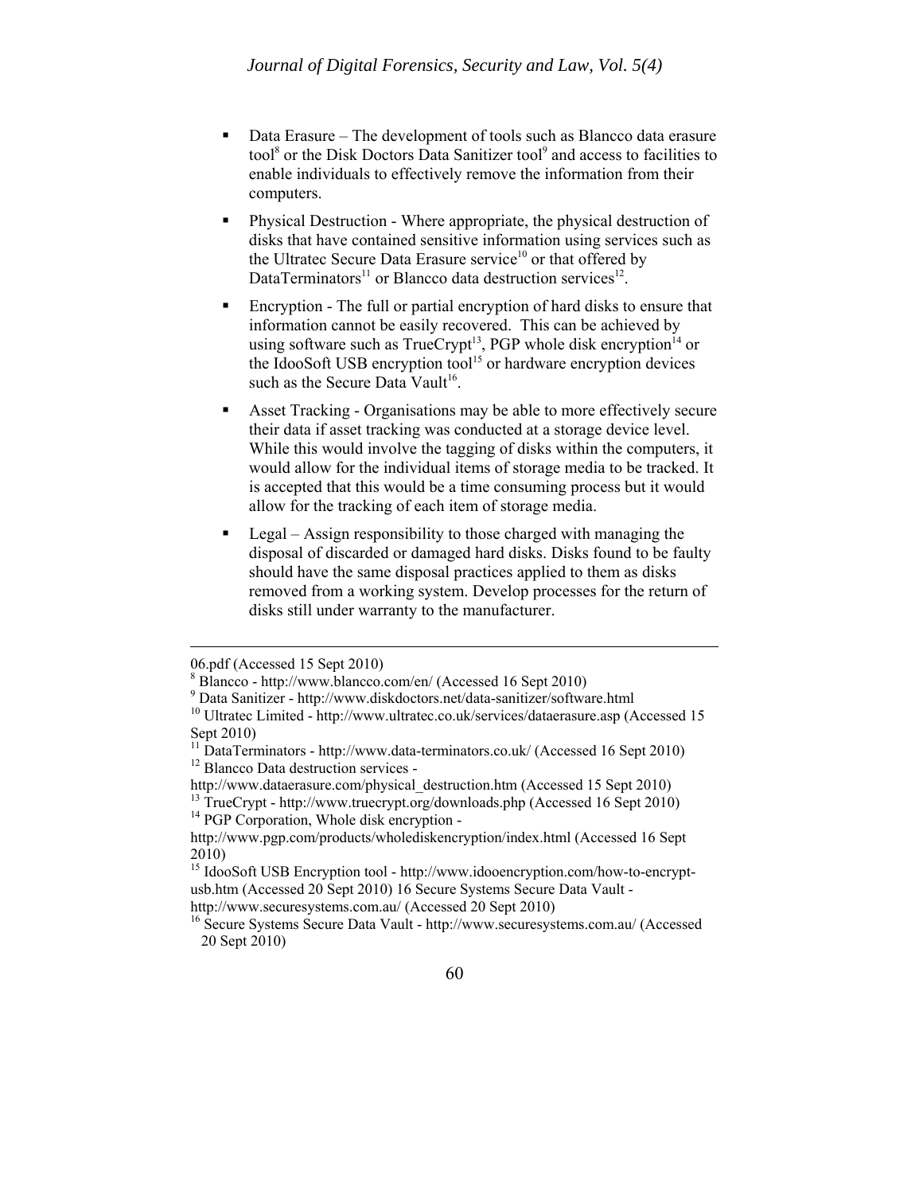- Data Erasure – The development of tools such as Blancco data erasure tool[8] or the Disk Doctors Data Sanitizer tool[9] and access to facilities to enable individuals to effectively remove the information from their computers.

- Physical Destruction - Where appropriate, the physical destruction of disks that have contained sensitive information using services such as the Ultratec Secure Data Erasure service[10] or that offered by DataTerminators[11] or Blancco data destruction services[12].

- Encryption - The full or partial encryption of hard disks to ensure that information cannot be easily recovered. This can be achieved by using software such as TrueCrypt[13], PGP whole disk encryption[14] or the IdooSoft USB encryption tool[15] or hardware encryption devices such as the Secure Data Vault[16].

- Asset Tracking - Organisations may be able to more effectively secure their data if asset tracking was conducted at a storage device level. While this would involve the tagging of disks within the computers, it would allow for the individual items of storage media to be tracked. It is accepted that this would be a time consuming process but it would allow for the tracking of each item of storage media.

- Legal – Assign responsibility to those charged with managing the disposal of discarded or damaged hard disks. Disks found to be faulty should have the same disposal practices applied to them as disks removed from a working system. Develop processes for the return of disks still under warranty to the manufacturer.

---

06.pdf (Accessed 15 Sept 2010)

[8] Blancco - http://www.blancco.com/en/ (Accessed 16 Sept 2010)

[9] Data Sanitizer - http://www.diskdoctors.net/data-sanitizer/software.html

[10] Ultratec Limited - http://www.ultratec.co.uk/services/dataerasure.asp (Accessed 15 Sept 2010)

[11] DataTerminators - http://www.data-terminators.co.uk/ (Accessed 16 Sept 2010)

[12] Blancco Data destruction services - http://www.dataerasure.com/physical_destruction.htm (Accessed 15 Sept 2010)

[13] TrueCrypt - http://www.truecrypt.org/downloads.php (Accessed 16 Sept 2010)

[14] PGP Corporation, Whole disk encryption - http://www.pgp.com/products/wholediskencryption/index.html (Accessed 16 Sept 2010)

[15] IdooSoft USB Encryption tool - http://www.idooencryption.com/how-to-encrypt-usb.htm (Accessed 20 Sept 2010) 16 Secure Systems Secure Data Vault - http://www.securesystems.com.au/ (Accessed 20 Sept 2010)

[16] Secure Systems Secure Data Vault - http://www.securesystems.com.au/ (Accessed 20 Sept 2010)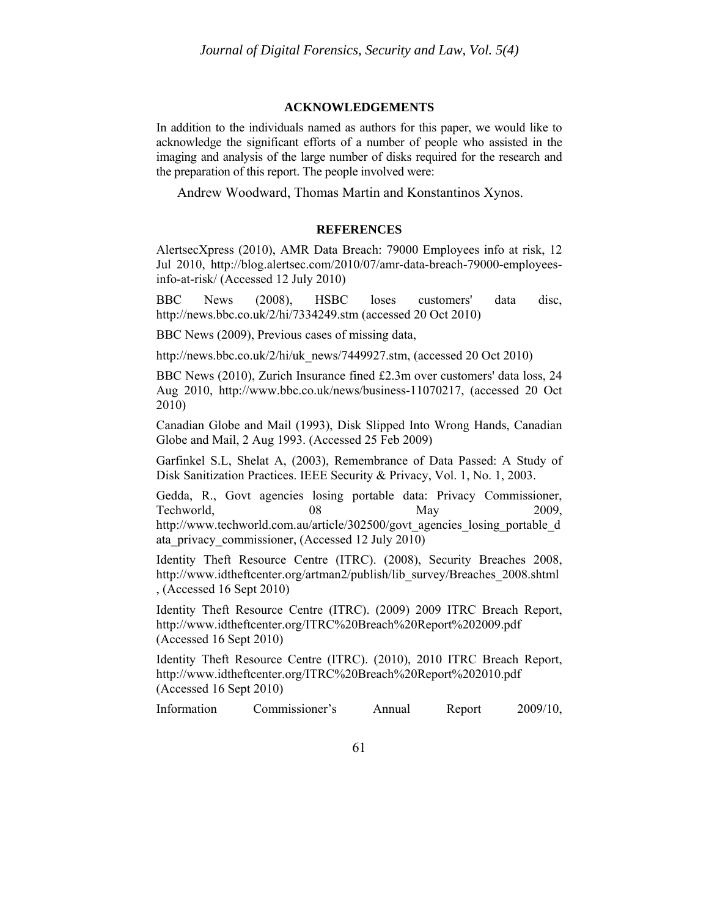## ACKNOWLEDGEMENTS

In addition to the individuals named as authors for this paper, we would like to acknowledge the significant efforts of a number of people who assisted in the imaging and analysis of the large number of disks required for the research and the preparation of this report. The people involved were:

Andrew Woodward, Thomas Martin and Konstantinos Xynos.

## REFERENCES

AlertsecXpress (2010), AMR Data Breach: 79000 Employees info at risk, 12 Jul 2010, http://blog.alertsec.com/2010/07/amr-data-breach-79000-employees-info-at-risk/ (Accessed 12 July 2010)

BBC News (2008), HSBC loses customers' data disc, http://news.bbc.co.uk/2/hi/7334249.stm (accessed 20 Oct 2010)

BBC News (2009), Previous cases of missing data,

http://news.bbc.co.uk/2/hi/uk_news/7449927.stm, (accessed 20 Oct 2010)

BBC News (2010), Zurich Insurance fined £2.3m over customers' data loss, 24 Aug 2010, http://www.bbc.co.uk/news/business-11070217, (accessed 20 Oct 2010)

Canadian Globe and Mail (1993), Disk Slipped Into Wrong Hands, Canadian Globe and Mail, 2 Aug 1993. (Accessed 25 Feb 2009)

Garfinkel S.L, Shelat A, (2003), Remembrance of Data Passed: A Study of Disk Sanitization Practices. IEEE Security & Privacy, Vol. 1, No. 1, 2003.

Gedda, R., Govt agencies losing portable data: Privacy Commissioner, Techworld, 08 May 2009, http://www.techworld.com.au/article/302500/govt_agencies_losing_portable_data_privacy_commissioner, (Accessed 12 July 2010)

Identity Theft Resource Centre (ITRC). (2008), Security Breaches 2008, http://www.idtheftcenter.org/artman2/publish/lib_survey/Breaches_2008.shtml , (Accessed 16 Sept 2010)

Identity Theft Resource Centre (ITRC). (2009) 2009 ITRC Breach Report, http://www.idtheftcenter.org/ITRC%20Breach%20Report%202009.pdf (Accessed 16 Sept 2010)

Identity Theft Resource Centre (ITRC). (2010), 2010 ITRC Breach Report, http://www.idtheftcenter.org/ITRC%20Breach%20Report%202010.pdf (Accessed 16 Sept 2010)

Information Commissioner's Annual Report 2009/10,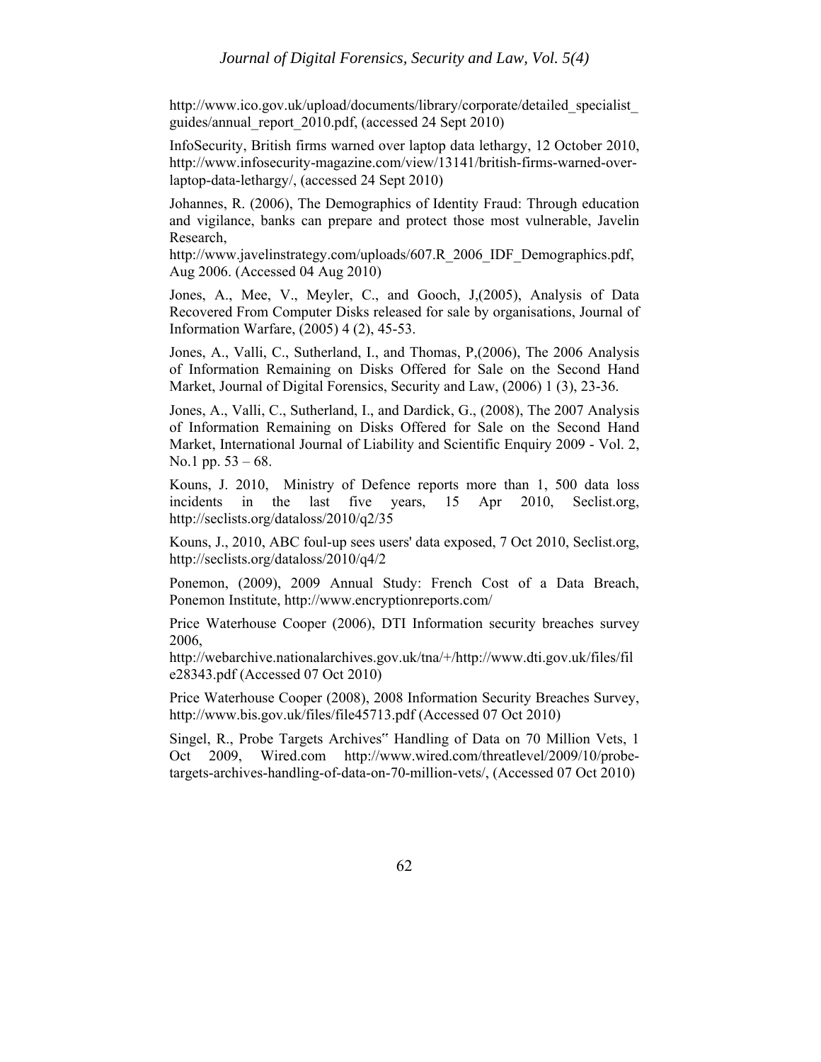http://www.ico.gov.uk/upload/documents/library/corporate/detailed_specialist_guides/annual_report_2010.pdf, (accessed 24 Sept 2010)

InfoSecurity, British firms warned over laptop data lethargy, 12 October 2010, http://www.infosecurity-magazine.com/view/13141/british-firms-warned-over-laptop-data-lethargy/, (accessed 24 Sept 2010)

Johannes, R. (2006), The Demographics of Identity Fraud: Through education and vigilance, banks can prepare and protect those most vulnerable, Javelin Research, http://www.javelinstrategy.com/uploads/607.R_2006_IDF_Demographics.pdf, Aug 2006. (Accessed 04 Aug 2010)

Jones, A., Mee, V., Meyler, C., and Gooch, J,(2005), Analysis of Data Recovered From Computer Disks released for sale by organisations, Journal of Information Warfare, (2005) 4 (2), 45-53.

Jones, A., Valli, C., Sutherland, I., and Thomas, P,(2006), The 2006 Analysis of Information Remaining on Disks Offered for Sale on the Second Hand Market, Journal of Digital Forensics, Security and Law, (2006) 1 (3), 23-36.

Jones, A., Valli, C., Sutherland, I., and Dardick, G., (2008), The 2007 Analysis of Information Remaining on Disks Offered for Sale on the Second Hand Market, International Journal of Liability and Scientific Enquiry 2009 - Vol. 2, No.1 pp. 53 – 68.

Kouns, J. 2010, Ministry of Defence reports more than 1, 500 data loss incidents in the last five years, 15 Apr 2010, Seclist.org, http://seclists.org/dataloss/2010/q2/35

Kouns, J., 2010, ABC foul-up sees users' data exposed, 7 Oct 2010, Seclist.org, http://seclists.org/dataloss/2010/q4/2

Ponemon, (2009), 2009 Annual Study: French Cost of a Data Breach, Ponemon Institute, http://www.encryptionreports.com/

Price Waterhouse Cooper (2006), DTI Information security breaches survey 2006, http://webarchive.nationalarchives.gov.uk/tna/+/http://www.dti.gov.uk/files/file28343.pdf (Accessed 07 Oct 2010)

Price Waterhouse Cooper (2008), 2008 Information Security Breaches Survey, http://www.bis.gov.uk/files/file45713.pdf (Accessed 07 Oct 2010)

Singel, R., Probe Targets Archives" Handling of Data on 70 Million Vets, 1 Oct 2009, Wired.com http://www.wired.com/threatlevel/2009/10/probe-targets-archives-handling-of-data-on-70-million-vets/, (Accessed 07 Oct 2010)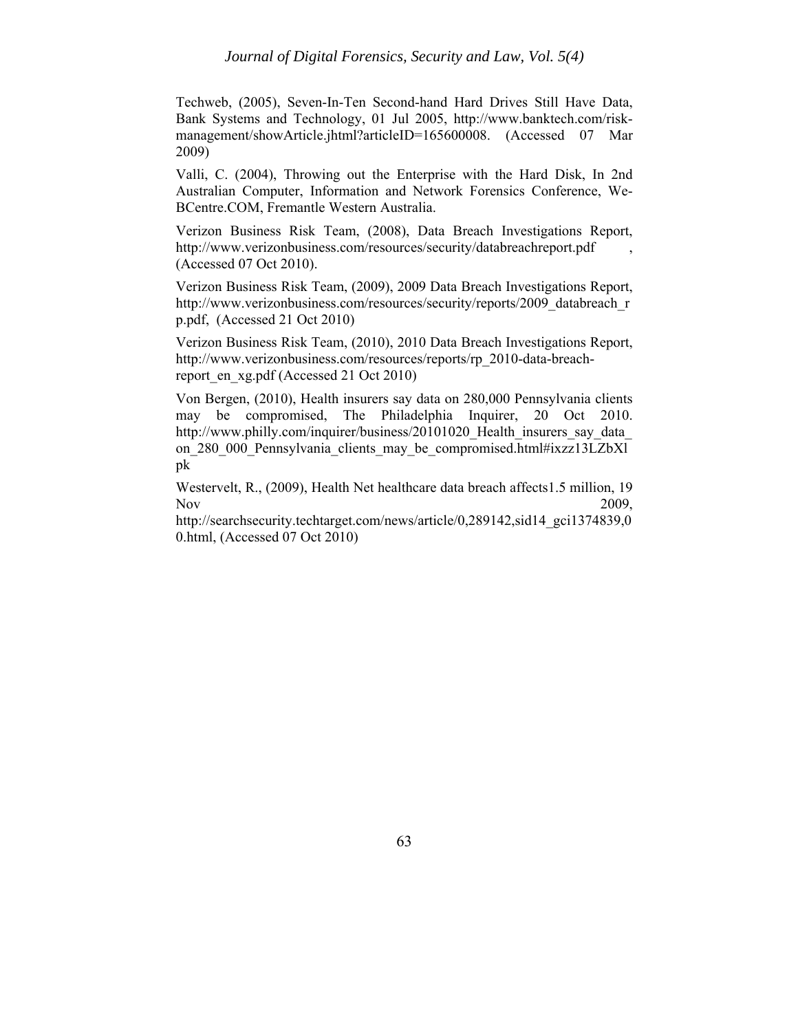Techweb, (2005), Seven-In-Ten Second-hand Hard Drives Still Have Data, Bank Systems and Technology, 01 Jul 2005, http://www.banktech.com/risk-management/showArticle.jhtml?articleID=165600008. (Accessed 07 Mar 2009)

Valli, C. (2004), Throwing out the Enterprise with the Hard Disk, In 2nd Australian Computer, Information and Network Forensics Conference, We-BCentre.COM, Fremantle Western Australia.

Verizon Business Risk Team, (2008), Data Breach Investigations Report, http://www.verizonbusiness.com/resources/security/databreachreport.pdf , (Accessed 07 Oct 2010).

Verizon Business Risk Team, (2009), 2009 Data Breach Investigations Report, http://www.verizonbusiness.com/resources/security/reports/2009_databreach_rp.pdf, (Accessed 21 Oct 2010)

Verizon Business Risk Team, (2010), 2010 Data Breach Investigations Report, http://www.verizonbusiness.com/resources/reports/rp_2010-data-breach-report_en_xg.pdf (Accessed 21 Oct 2010)

Von Bergen, (2010), Health insurers say data on 280,000 Pennsylvania clients may be compromised, The Philadelphia Inquirer, 20 Oct 2010. http://www.philly.com/inquirer/business/20101020_Health_insurers_say_data_on_280_000_Pennsylvania_clients_may_be_compromised.html#ixzz13LZbXlpk

Westervelt, R., (2009), Health Net healthcare data breach affects1.5 million, 19 Nov 2009, http://searchsecurity.techtarget.com/news/article/0,289142,sid14_gci1374839,00.html, (Accessed 07 Oct 2010)